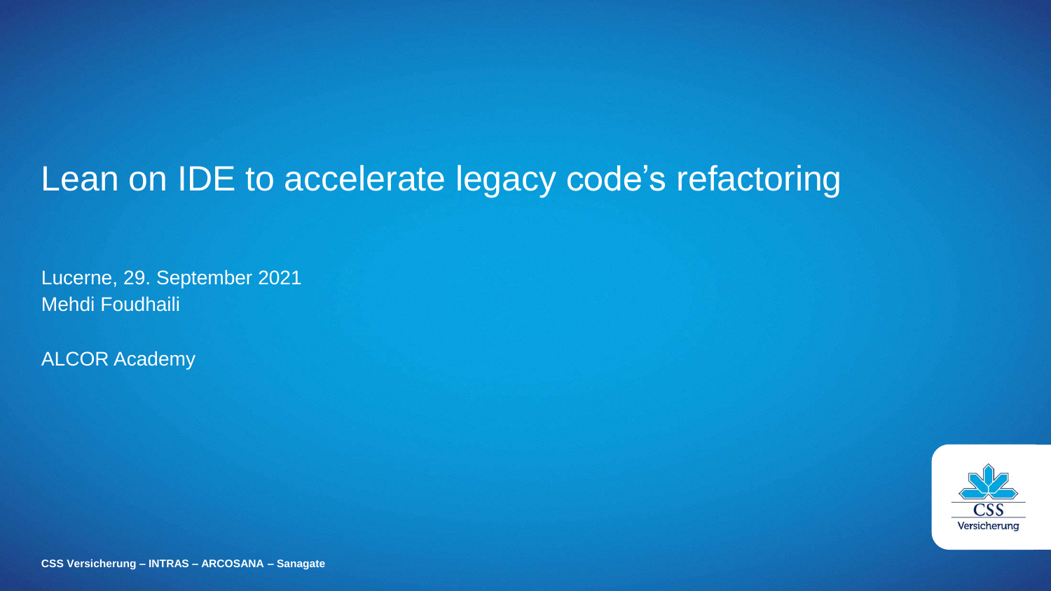# Lean on IDE to accelerate legacy code's refactoring

Lucerne, 29. September 2021
Mehdi Foudhaili

ALCOR Academy

CSS Versicherung

**CSS Versicherung – INTRAS – ARCOSANA – Sanagate**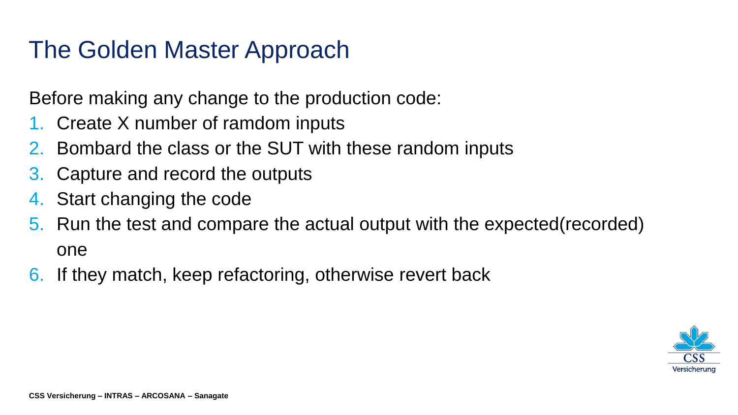# The Golden Master Approach

Before making any change to the production code:

1. Create X number of ramdom inputs
2. Bombard the class or the SUT with these random inputs
3. Capture and record the outputs
4. Start changing the code
5. Run the test and compare the actual output with the expected(recorded) one
6. If they match, keep refactoring, otherwise revert back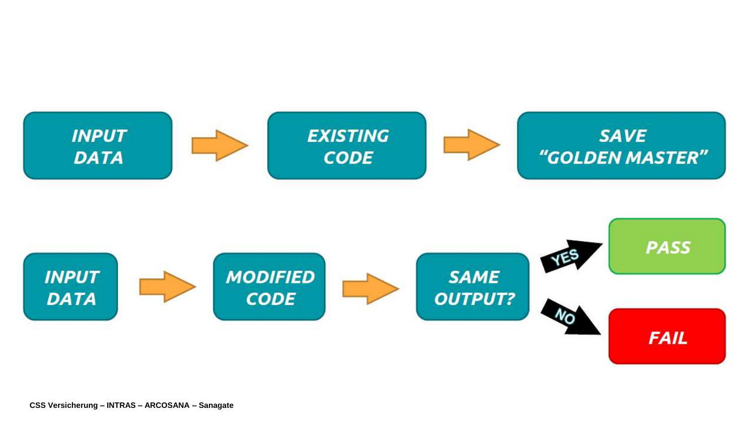INPUT DATA → EXISTING CODE → SAVE "GOLDEN MASTER"

INPUT DATA → MODIFIED CODE → SAME OUTPUT?

- YES → PASS
- NO → FAIL

CSS Versicherung – INTRAS – ARCOSANA – Sanagate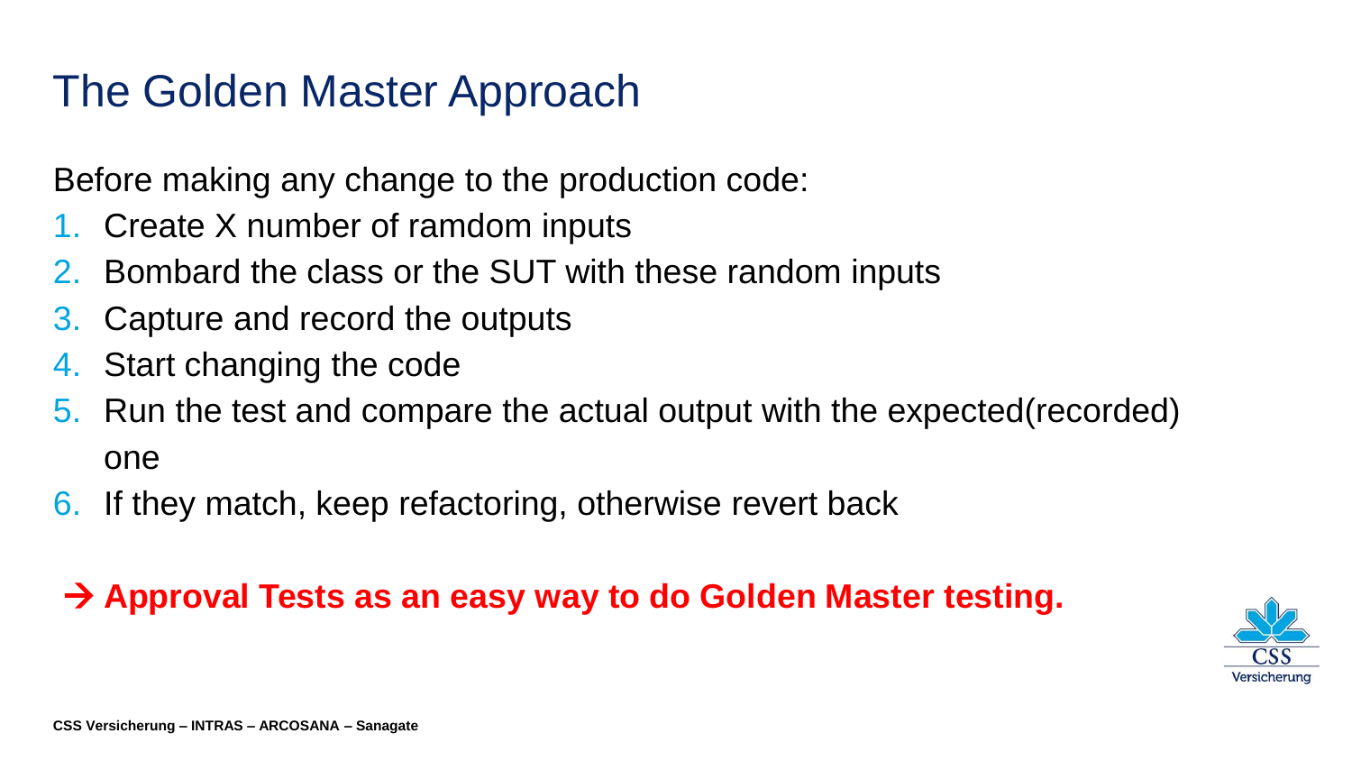# The Golden Master Approach

Before making any change to the production code:

1. Create X number of ramdom inputs
2. Bombard the class or the SUT with these random inputs
3. Capture and record the outputs
4. Start changing the code
5. Run the test and compare the actual output with the expected(recorded) one
6. If they match, keep refactoring, otherwise revert back

**→ Approval Tests as an easy way to do Golden Master testing.**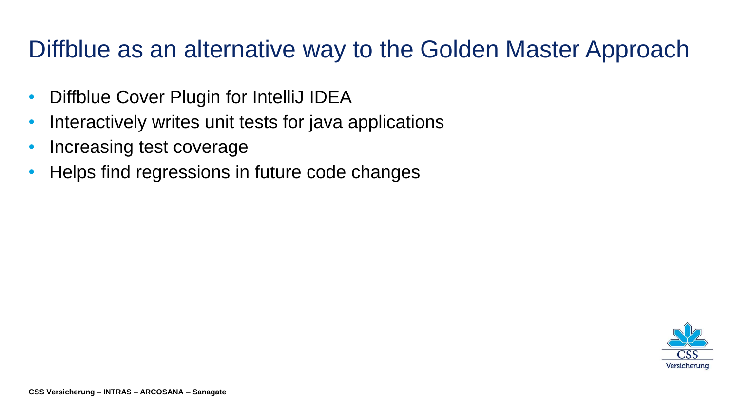# Diffblue as an alternative way to the Golden Master Approach

- Diffblue Cover Plugin for IntelliJ IDEA
- Interactively writes unit tests for java applications
- Increasing test coverage
- Helps find regressions in future code changes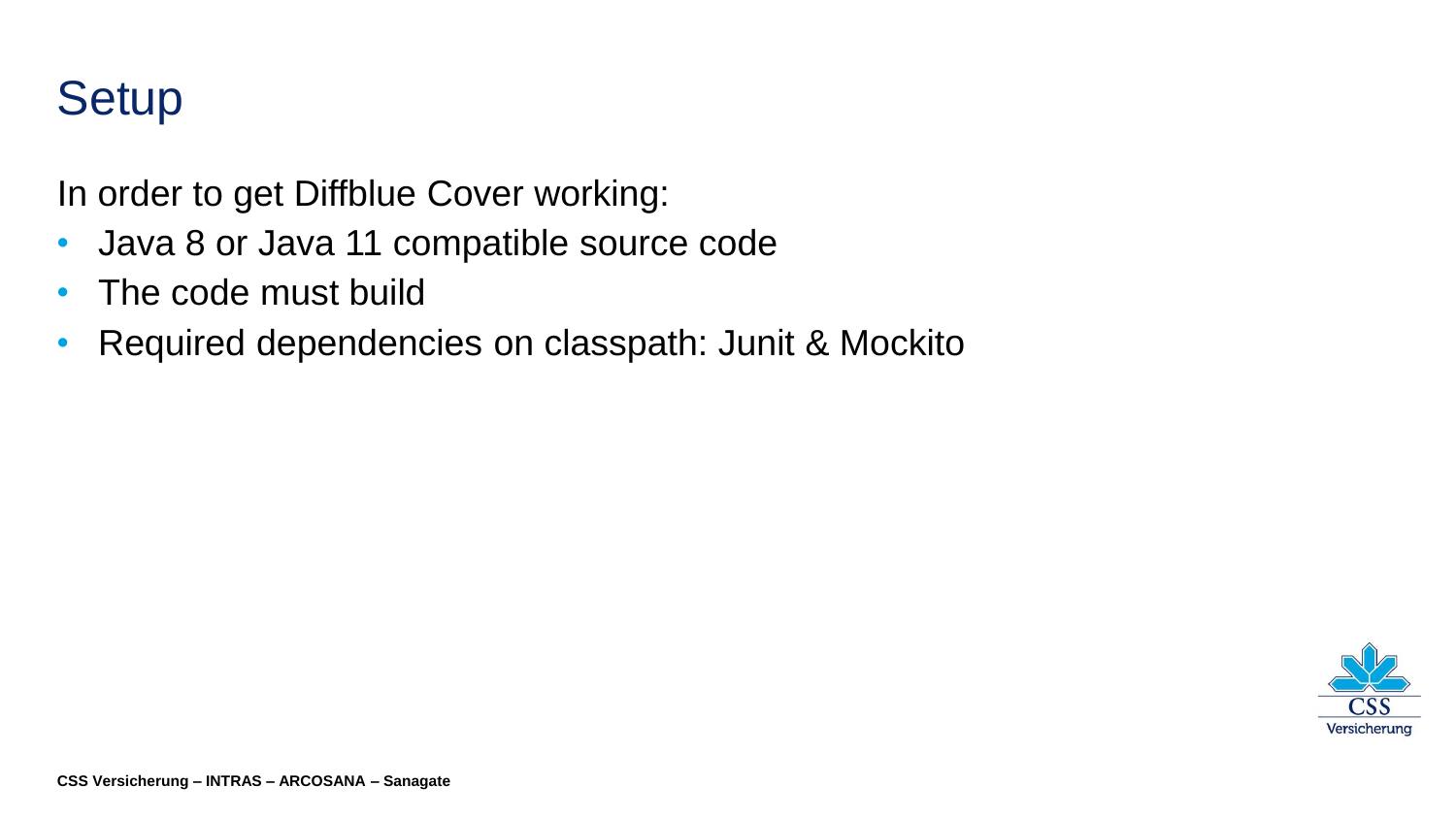# Setup

In order to get Diffblue Cover working:

- Java 8 or Java 11 compatible source code
- The code must build
- Required dependencies on classpath: Junit & Mockito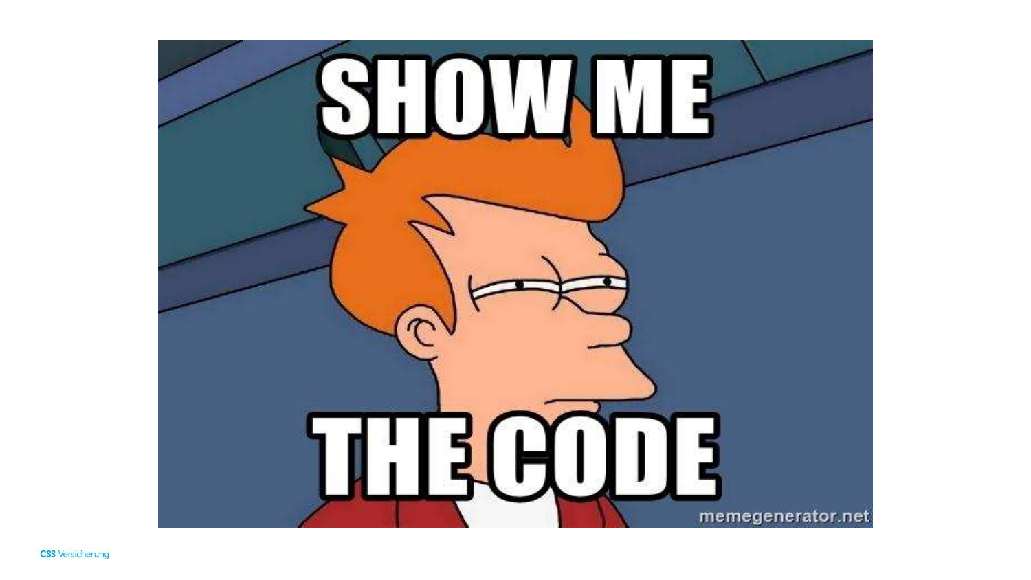SHOW ME

THE CODE

memegenerator.net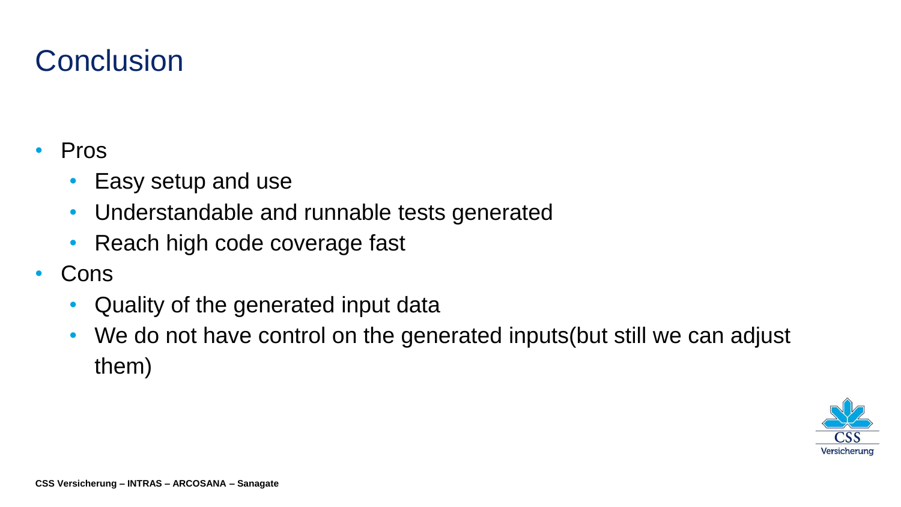# Conclusion

- Pros
  - Easy setup and use
  - Understandable and runnable tests generated
  - Reach high code coverage fast
- Cons
  - Quality of the generated input data
  - We do not have control on the generated inputs(but still we can adjust them)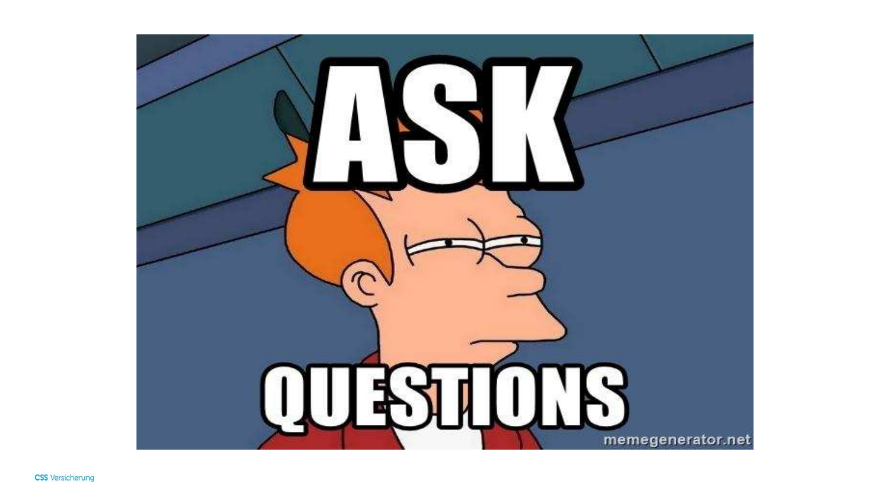# ASK QUESTIONS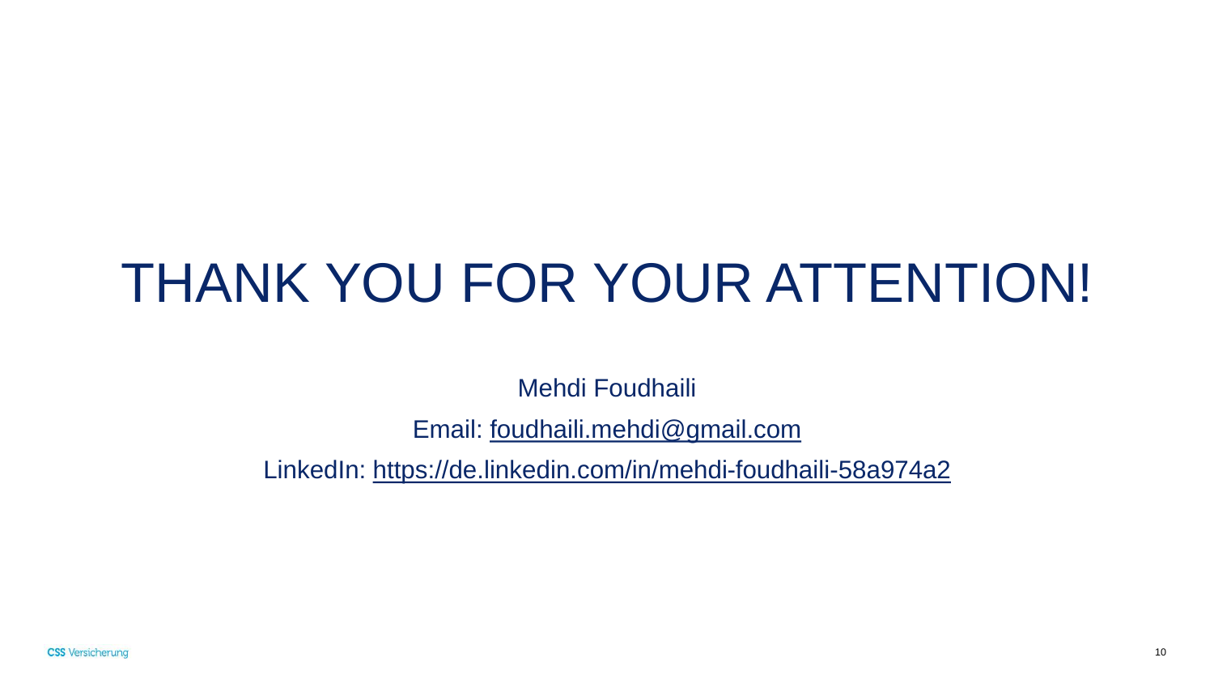# THANK YOU FOR YOUR ATTENTION!

Mehdi Foudhaili

Email: foudhaili.mehdi@gmail.com

LinkedIn: https://de.linkedin.com/in/mehdi-foudhaili-58a974a2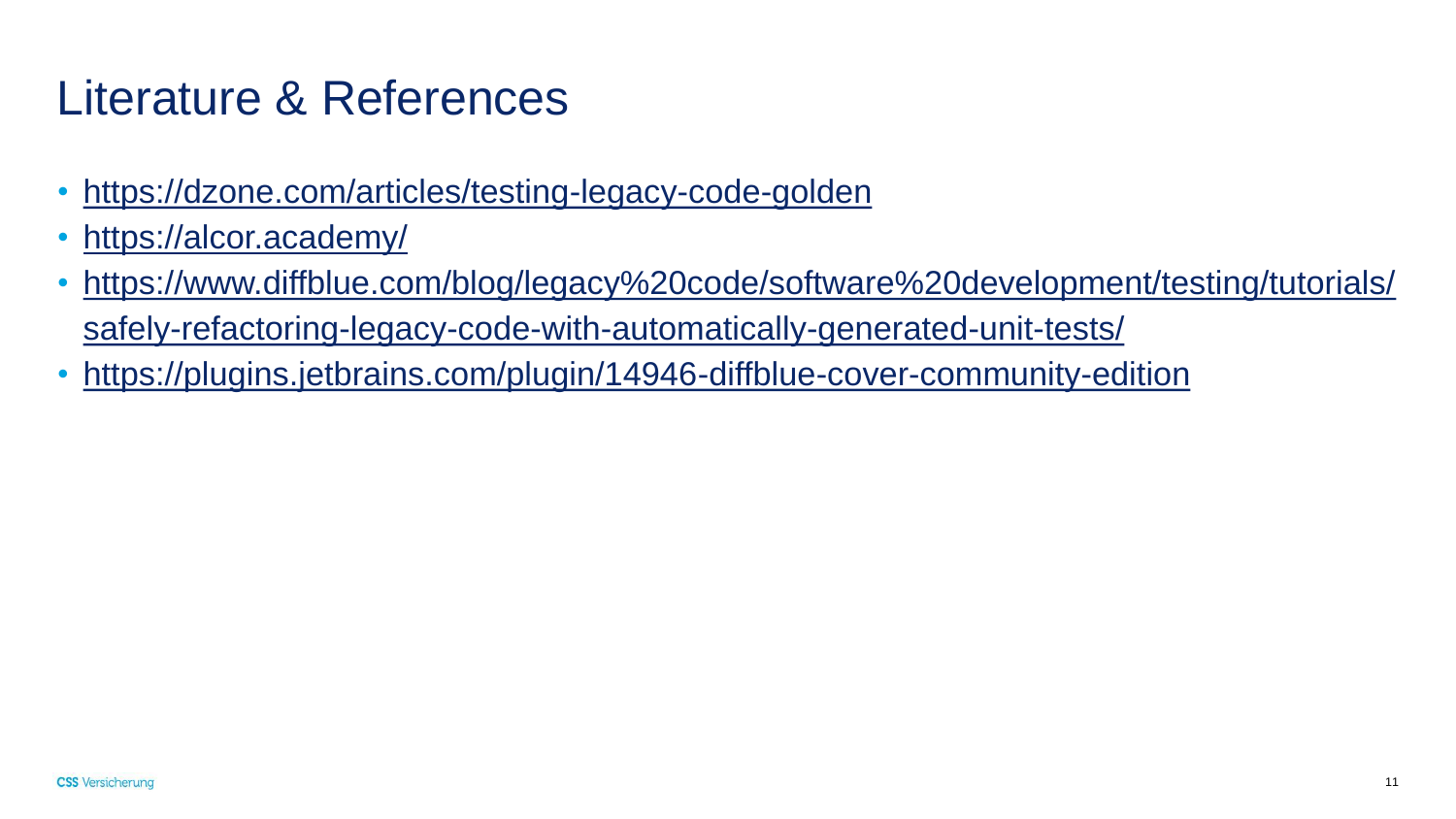# Literature & References

- https://dzone.com/articles/testing-legacy-code-golden
- https://alcor.academy/
- https://www.diffblue.com/blog/legacy%20code/software%20development/testing/tutorials/safely-refactoring-legacy-code-with-automatically-generated-unit-tests/
- https://plugins.jetbrains.com/plugin/14946-diffblue-cover-community-edition